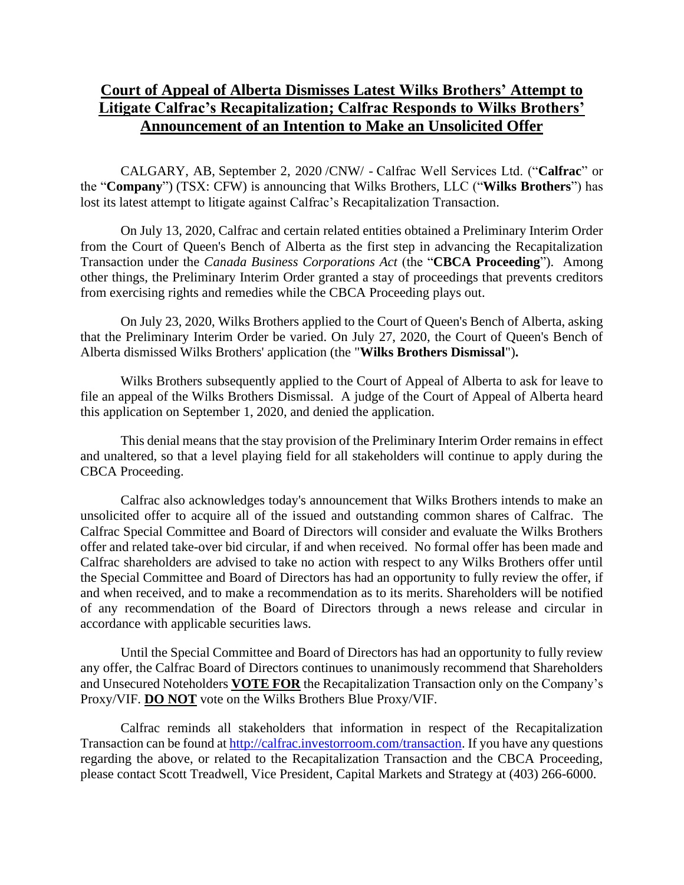# Court of Appeal of Alberta Dismisses Latest Wilks Brothers' Attempt to Litigate Calfrac's Recapitalization; Calfrac Responds to Wilks Brothers' Announcement of an Intention to Make an Unsolicited Offer

CALGARY, AB, September 2, 2020 /CNW/ - Calfrac Well Services Ltd. ("**Calfrac**" or the "**Company**") (TSX: CFW) is announcing that Wilks Brothers, LLC ("**Wilks Brothers**") has lost its latest attempt to litigate against Calfrac's Recapitalization Transaction.

On July 13, 2020, Calfrac and certain related entities obtained a Preliminary Interim Order from the Court of Queen's Bench of Alberta as the first step in advancing the Recapitalization Transaction under the *Canada Business Corporations Act* (the "**CBCA Proceeding**"). Among other things, the Preliminary Interim Order granted a stay of proceedings that prevents creditors from exercising rights and remedies while the CBCA Proceeding plays out.

On July 23, 2020, Wilks Brothers applied to the Court of Queen's Bench of Alberta, asking that the Preliminary Interim Order be varied. On July 27, 2020, the Court of Queen's Bench of Alberta dismissed Wilks Brothers' application (the "**Wilks Brothers Dismissal**").

Wilks Brothers subsequently applied to the Court of Appeal of Alberta to ask for leave to file an appeal of the Wilks Brothers Dismissal. A judge of the Court of Appeal of Alberta heard this application on September 1, 2020, and denied the application.

This denial means that the stay provision of the Preliminary Interim Order remains in effect and unaltered, so that a level playing field for all stakeholders will continue to apply during the CBCA Proceeding.

Calfrac also acknowledges today's announcement that Wilks Brothers intends to make an unsolicited offer to acquire all of the issued and outstanding common shares of Calfrac. The Calfrac Special Committee and Board of Directors will consider and evaluate the Wilks Brothers offer and related take-over bid circular, if and when received. No formal offer has been made and Calfrac shareholders are advised to take no action with respect to any Wilks Brothers offer until the Special Committee and Board of Directors has had an opportunity to fully review the offer, if and when received, and to make a recommendation as to its merits. Shareholders will be notified of any recommendation of the Board of Directors through a news release and circular in accordance with applicable securities laws.

Until the Special Committee and Board of Directors has had an opportunity to fully review any offer, the Calfrac Board of Directors continues to unanimously recommend that Shareholders and Unsecured Noteholders **VOTE FOR** the Recapitalization Transaction only on the Company's Proxy/VIF. **DO NOT** vote on the Wilks Brothers Blue Proxy/VIF.

Calfrac reminds all stakeholders that information in respect of the Recapitalization Transaction can be found at http://calfrac.investorroom.com/transaction. If you have any questions regarding the above, or related to the Recapitalization Transaction and the CBCA Proceeding, please contact Scott Treadwell, Vice President, Capital Markets and Strategy at (403) 266-6000.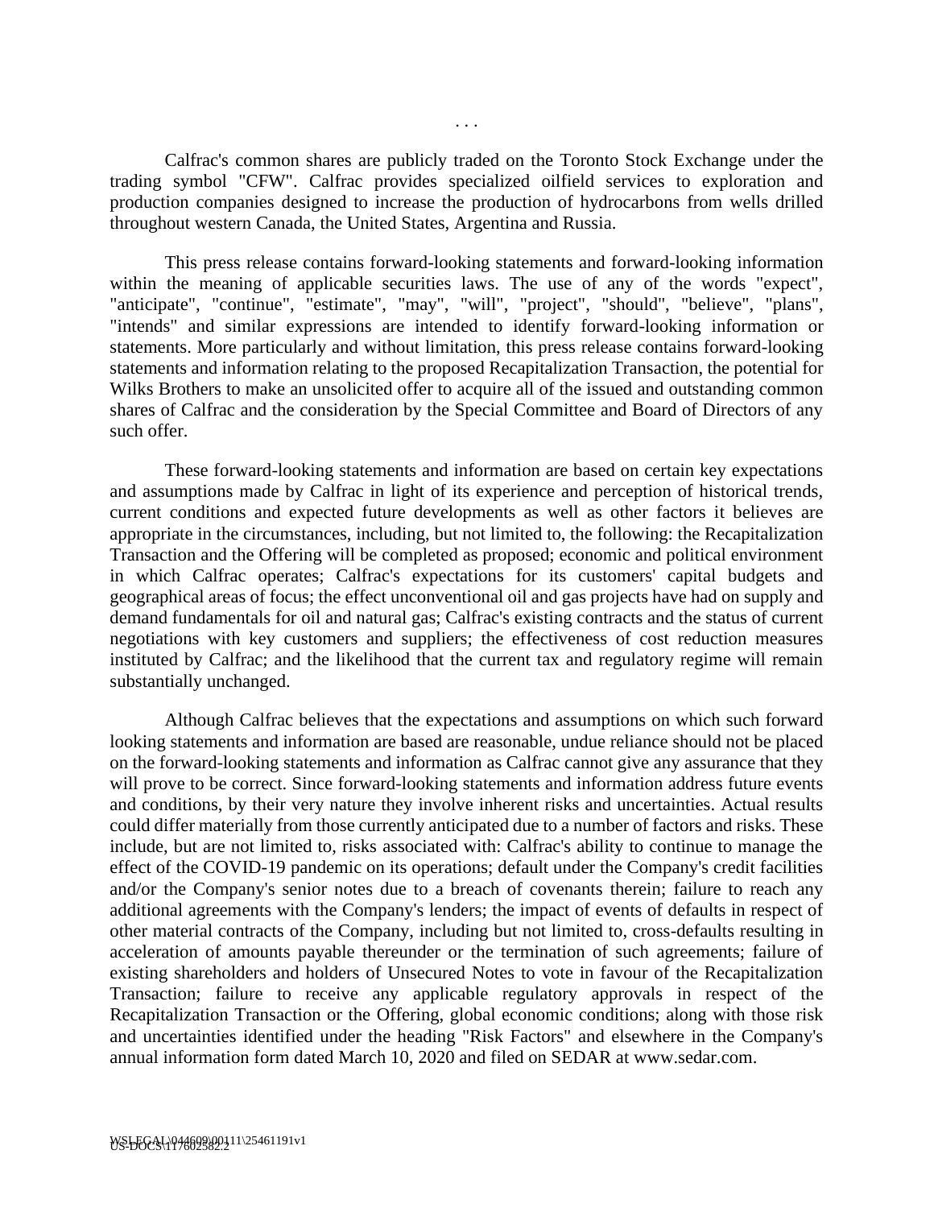. . .

Calfrac's common shares are publicly traded on the Toronto Stock Exchange under the trading symbol "CFW". Calfrac provides specialized oilfield services to exploration and production companies designed to increase the production of hydrocarbons from wells drilled throughout western Canada, the United States, Argentina and Russia.

This press release contains forward-looking statements and forward-looking information within the meaning of applicable securities laws. The use of any of the words "expect", "anticipate", "continue", "estimate", "may", "will", "project", "should", "believe", "plans", "intends" and similar expressions are intended to identify forward-looking information or statements. More particularly and without limitation, this press release contains forward-looking statements and information relating to the proposed Recapitalization Transaction, the potential for Wilks Brothers to make an unsolicited offer to acquire all of the issued and outstanding common shares of Calfrac and the consideration by the Special Committee and Board of Directors of any such offer.

These forward-looking statements and information are based on certain key expectations and assumptions made by Calfrac in light of its experience and perception of historical trends, current conditions and expected future developments as well as other factors it believes are appropriate in the circumstances, including, but not limited to, the following: the Recapitalization Transaction and the Offering will be completed as proposed; economic and political environment in which Calfrac operates; Calfrac's expectations for its customers' capital budgets and geographical areas of focus; the effect unconventional oil and gas projects have had on supply and demand fundamentals for oil and natural gas; Calfrac's existing contracts and the status of current negotiations with key customers and suppliers; the effectiveness of cost reduction measures instituted by Calfrac; and the likelihood that the current tax and regulatory regime will remain substantially unchanged.

Although Calfrac believes that the expectations and assumptions on which such forward looking statements and information are based are reasonable, undue reliance should not be placed on the forward-looking statements and information as Calfrac cannot give any assurance that they will prove to be correct. Since forward-looking statements and information address future events and conditions, by their very nature they involve inherent risks and uncertainties. Actual results could differ materially from those currently anticipated due to a number of factors and risks. These include, but are not limited to, risks associated with: Calfrac's ability to continue to manage the effect of the COVID-19 pandemic on its operations; default under the Company's credit facilities and/or the Company's senior notes due to a breach of covenants therein; failure to reach any additional agreements with the Company's lenders; the impact of events of defaults in respect of other material contracts of the Company, including but not limited to, cross-defaults resulting in acceleration of amounts payable thereunder or the termination of such agreements; failure of existing shareholders and holders of Unsecured Notes to vote in favour of the Recapitalization Transaction; failure to receive any applicable regulatory approvals in respect of the Recapitalization Transaction or the Offering, global economic conditions; along with those risk and uncertainties identified under the heading "Risk Factors" and elsewhere in the Company's annual information form dated March 10, 2020 and filed on SEDAR at www.sedar.com.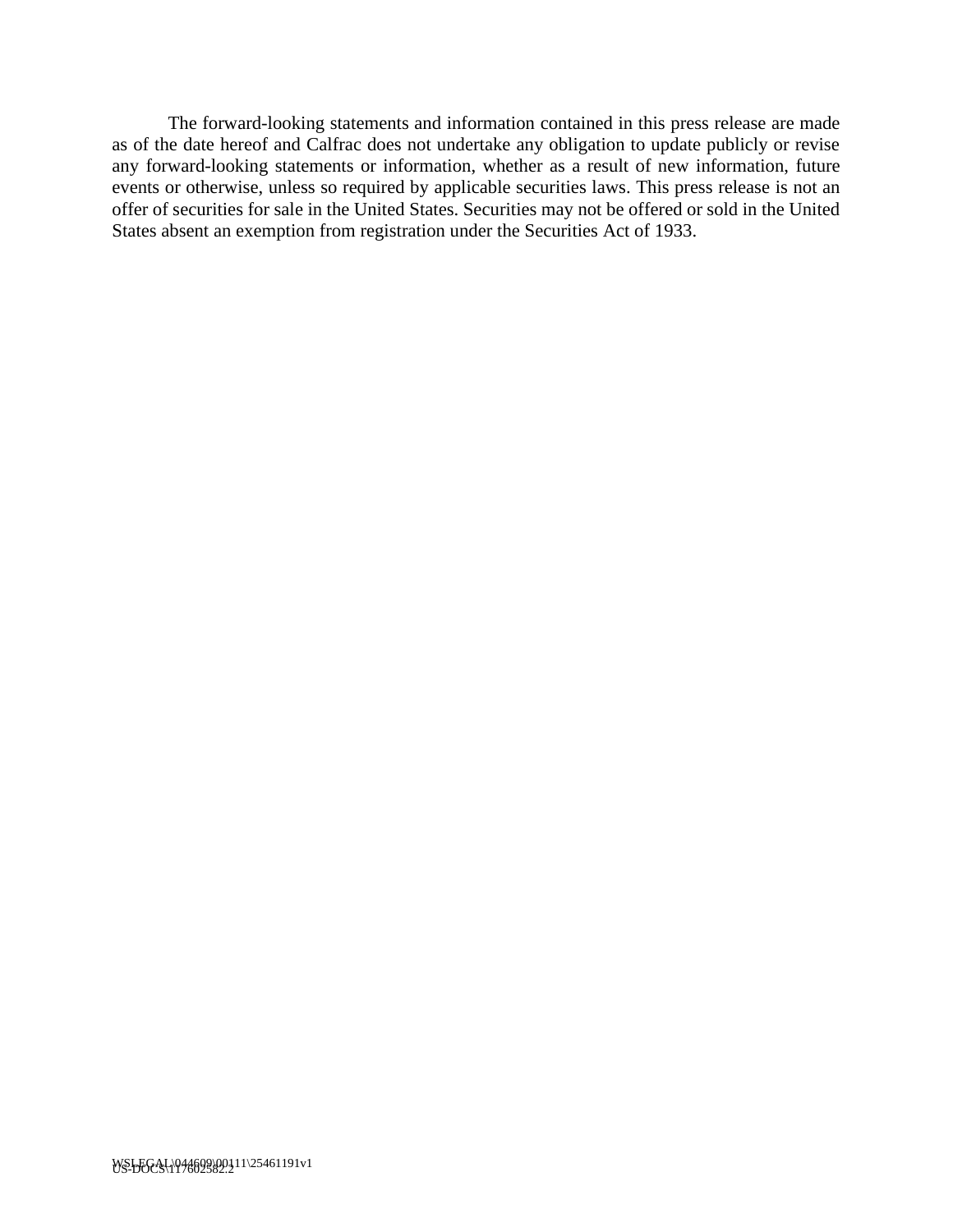The forward-looking statements and information contained in this press release are made as of the date hereof and Calfrac does not undertake any obligation to update publicly or revise any forward-looking statements or information, whether as a result of new information, future events or otherwise, unless so required by applicable securities laws. This press release is not an offer of securities for sale in the United States. Securities may not be offered or sold in the United States absent an exemption from registration under the Securities Act of 1933.